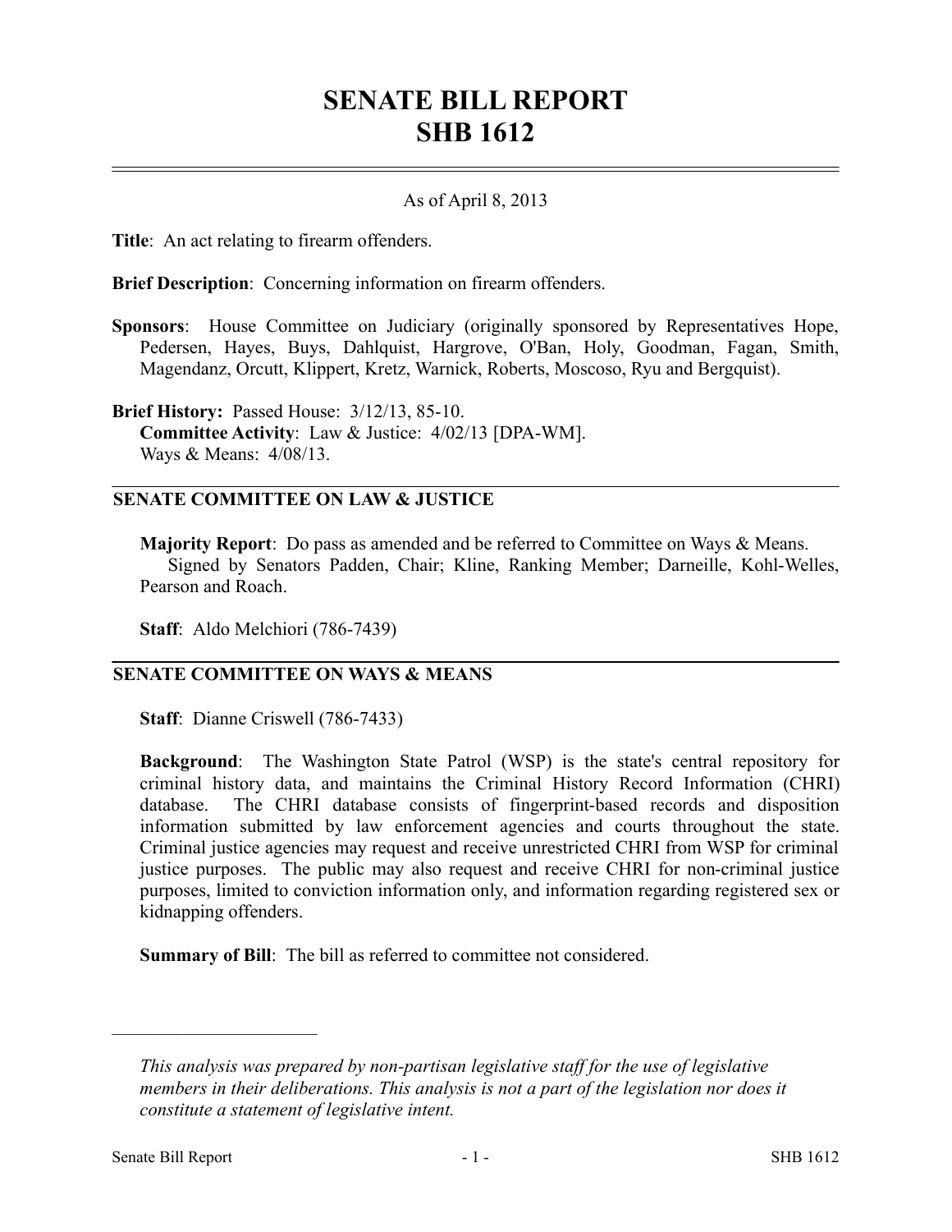# SENATE BILL REPORT
# SHB 1612

As of April 8, 2013

**Title**: An act relating to firearm offenders.

**Brief Description**: Concerning information on firearm offenders.

**Sponsors**: House Committee on Judiciary (originally sponsored by Representatives Hope, Pedersen, Hayes, Buys, Dahlquist, Hargrove, O'Ban, Holy, Goodman, Fagan, Smith, Magendanz, Orcutt, Klippert, Kretz, Warnick, Roberts, Moscoso, Ryu and Bergquist).

**Brief History:** Passed House: 3/12/13, 85-10.
**Committee Activity**: Law & Justice: 4/02/13 [DPA-WM].
Ways & Means: 4/08/13.

## SENATE COMMITTEE ON LAW & JUSTICE

**Majority Report**: Do pass as amended and be referred to Committee on Ways & Means.
Signed by Senators Padden, Chair; Kline, Ranking Member; Darneille, Kohl-Welles, Pearson and Roach.

**Staff**: Aldo Melchiori (786-7439)

## SENATE COMMITTEE ON WAYS & MEANS

**Staff**: Dianne Criswell (786-7433)

**Background**: The Washington State Patrol (WSP) is the state's central repository for criminal history data, and maintains the Criminal History Record Information (CHRI) database. The CHRI database consists of fingerprint-based records and disposition information submitted by law enforcement agencies and courts throughout the state. Criminal justice agencies may request and receive unrestricted CHRI from WSP for criminal justice purposes. The public may also request and receive CHRI for non-criminal justice purposes, limited to conviction information only, and information regarding registered sex or kidnapping offenders.

**Summary of Bill**: The bill as referred to committee not considered.

---

*This analysis was prepared by non-partisan legislative staff for the use of legislative members in their deliberations. This analysis is not a part of the legislation nor does it constitute a statement of legislative intent.*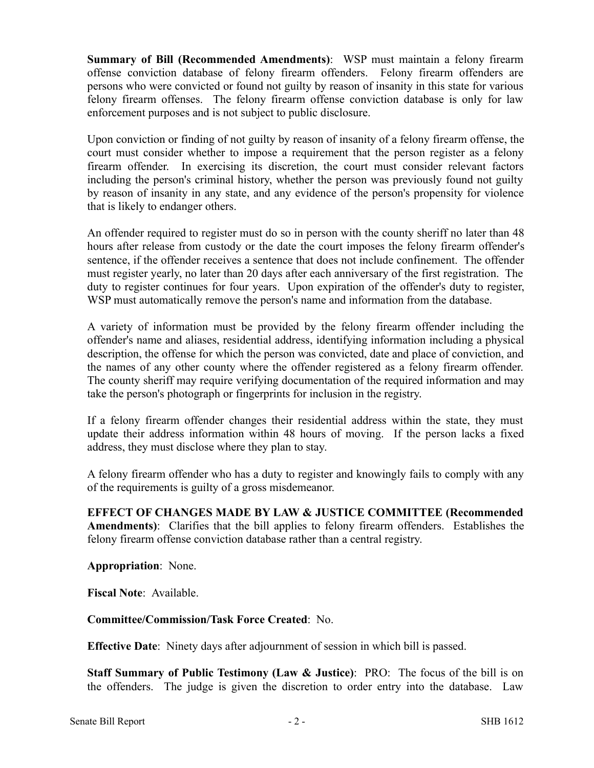**Summary of Bill (Recommended Amendments)**: WSP must maintain a felony firearm offense conviction database of felony firearm offenders. Felony firearm offenders are persons who were convicted or found not guilty by reason of insanity in this state for various felony firearm offenses. The felony firearm offense conviction database is only for law enforcement purposes and is not subject to public disclosure.

Upon conviction or finding of not guilty by reason of insanity of a felony firearm offense, the court must consider whether to impose a requirement that the person register as a felony firearm offender. In exercising its discretion, the court must consider relevant factors including the person's criminal history, whether the person was previously found not guilty by reason of insanity in any state, and any evidence of the person's propensity for violence that is likely to endanger others.

An offender required to register must do so in person with the county sheriff no later than 48 hours after release from custody or the date the court imposes the felony firearm offender's sentence, if the offender receives a sentence that does not include confinement. The offender must register yearly, no later than 20 days after each anniversary of the first registration. The duty to register continues for four years. Upon expiration of the offender's duty to register, WSP must automatically remove the person's name and information from the database.

A variety of information must be provided by the felony firearm offender including the offender's name and aliases, residential address, identifying information including a physical description, the offense for which the person was convicted, date and place of conviction, and the names of any other county where the offender registered as a felony firearm offender. The county sheriff may require verifying documentation of the required information and may take the person's photograph or fingerprints for inclusion in the registry.

If a felony firearm offender changes their residential address within the state, they must update their address information within 48 hours of moving. If the person lacks a fixed address, they must disclose where they plan to stay.

A felony firearm offender who has a duty to register and knowingly fails to comply with any of the requirements is guilty of a gross misdemeanor.

**EFFECT OF CHANGES MADE BY LAW & JUSTICE COMMITTEE (Recommended Amendments)**: Clarifies that the bill applies to felony firearm offenders. Establishes the felony firearm offense conviction database rather than a central registry.

**Appropriation**: None.

**Fiscal Note**: Available.

**Committee/Commission/Task Force Created**: No.

**Effective Date**: Ninety days after adjournment of session in which bill is passed.

**Staff Summary of Public Testimony (Law & Justice)**: PRO: The focus of the bill is on the offenders. The judge is given the discretion to order entry into the database. Law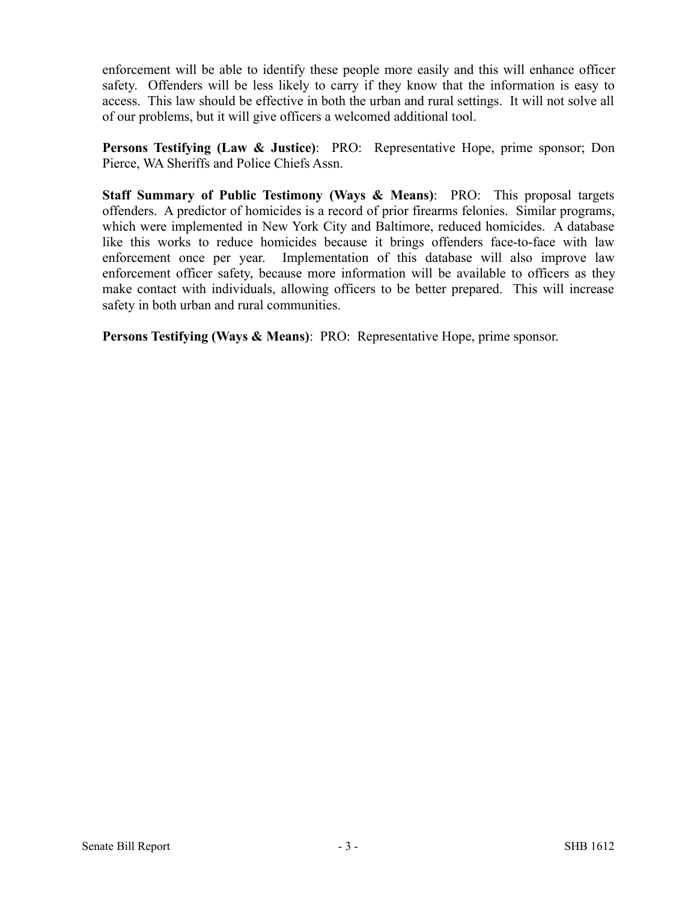enforcement will be able to identify these people more easily and this will enhance officer safety. Offenders will be less likely to carry if they know that the information is easy to access. This law should be effective in both the urban and rural settings. It will not solve all of our problems, but it will give officers a welcomed additional tool.

**Persons Testifying (Law & Justice)**: PRO: Representative Hope, prime sponsor; Don Pierce, WA Sheriffs and Police Chiefs Assn.

**Staff Summary of Public Testimony (Ways & Means)**: PRO: This proposal targets offenders. A predictor of homicides is a record of prior firearms felonies. Similar programs, which were implemented in New York City and Baltimore, reduced homicides. A database like this works to reduce homicides because it brings offenders face-to-face with law enforcement once per year. Implementation of this database will also improve law enforcement officer safety, because more information will be available to officers as they make contact with individuals, allowing officers to be better prepared. This will increase safety in both urban and rural communities.

**Persons Testifying (Ways & Means)**: PRO: Representative Hope, prime sponsor.